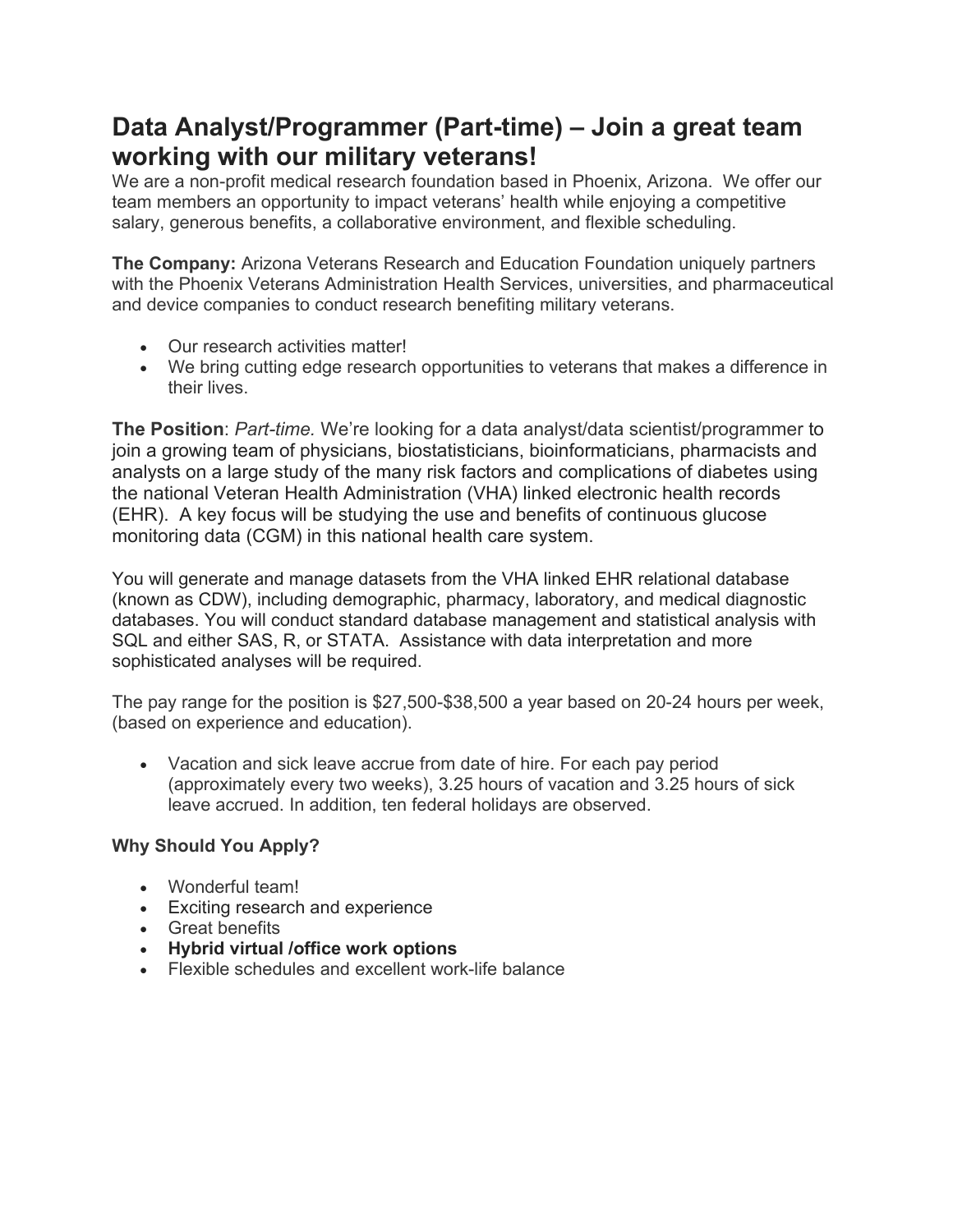# Data Analyst/Programmer (Part-time) – Join a great team working with our military veterans!

We are a non-profit medical research foundation based in Phoenix, Arizona. We offer our team members an opportunity to impact veterans' health while enjoying a competitive salary, generous benefits, a collaborative environment, and flexible scheduling.

**The Company:** Arizona Veterans Research and Education Foundation uniquely partners with the Phoenix Veterans Administration Health Services, universities, and pharmaceutical and device companies to conduct research benefiting military veterans.

- Our research activities matter!
- We bring cutting edge research opportunities to veterans that makes a difference in their lives.

**The Position**: *Part-time.* We're looking for a data analyst/data scientist/programmer to join a growing team of physicians, biostatisticians, bioinformaticians, pharmacists and analysts on a large study of the many risk factors and complications of diabetes using the national Veteran Health Administration (VHA) linked electronic health records (EHR). A key focus will be studying the use and benefits of continuous glucose monitoring data (CGM) in this national health care system.

You will generate and manage datasets from the VHA linked EHR relational database (known as CDW), including demographic, pharmacy, laboratory, and medical diagnostic databases. You will conduct standard database management and statistical analysis with SQL and either SAS, R, or STATA. Assistance with data interpretation and more sophisticated analyses will be required.

The pay range for the position is $27,500-$38,500 a year based on 20-24 hours per week, (based on experience and education).

- Vacation and sick leave accrue from date of hire. For each pay period (approximately every two weeks), 3.25 hours of vacation and 3.25 hours of sick leave accrued. In addition, ten federal holidays are observed.

**Why Should You Apply?**

- Wonderful team!
- Exciting research and experience
- Great benefits
- **Hybrid virtual /office work options**
- Flexible schedules and excellent work-life balance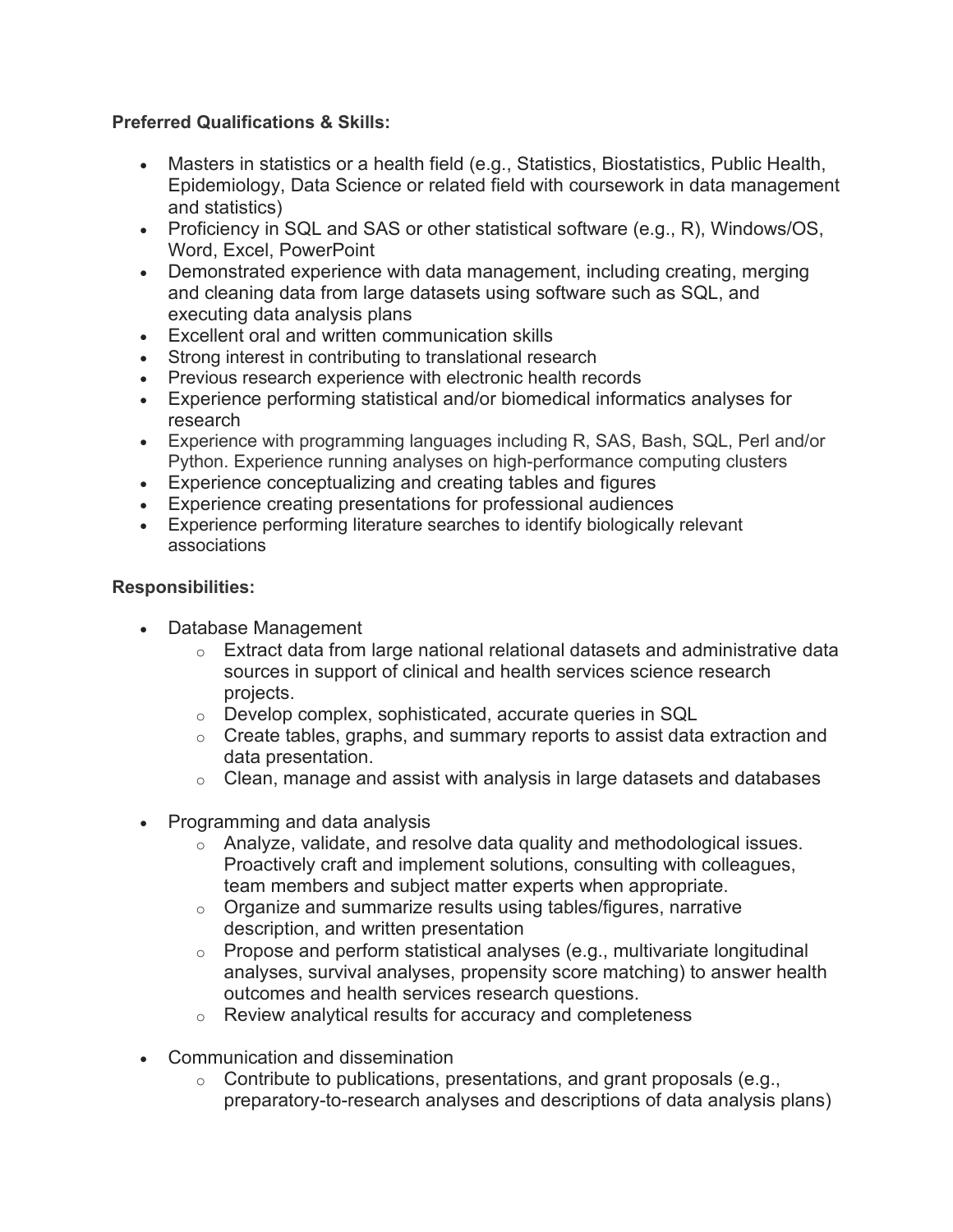**Preferred Qualifications & Skills:**

- Masters in statistics or a health field (e.g., Statistics, Biostatistics, Public Health, Epidemiology, Data Science or related field with coursework in data management and statistics)
- Proficiency in SQL and SAS or other statistical software (e.g., R), Windows/OS, Word, Excel, PowerPoint
- Demonstrated experience with data management, including creating, merging and cleaning data from large datasets using software such as SQL, and executing data analysis plans
- Excellent oral and written communication skills
- Strong interest in contributing to translational research
- Previous research experience with electronic health records
- Experience performing statistical and/or biomedical informatics analyses for research
- Experience with programming languages including R, SAS, Bash, SQL, Perl and/or Python. Experience running analyses on high-performance computing clusters
- Experience conceptualizing and creating tables and figures
- Experience creating presentations for professional audiences
- Experience performing literature searches to identify biologically relevant associations

**Responsibilities:**

- Database Management
    - Extract data from large national relational datasets and administrative data sources in support of clinical and health services science research projects.
    - Develop complex, sophisticated, accurate queries in SQL
    - Create tables, graphs, and summary reports to assist data extraction and data presentation.
    - Clean, manage and assist with analysis in large datasets and databases
- Programming and data analysis
    - Analyze, validate, and resolve data quality and methodological issues. Proactively craft and implement solutions, consulting with colleagues, team members and subject matter experts when appropriate.
    - Organize and summarize results using tables/figures, narrative description, and written presentation
    - Propose and perform statistical analyses (e.g., multivariate longitudinal analyses, survival analyses, propensity score matching) to answer health outcomes and health services research questions.
    - Review analytical results for accuracy and completeness
- Communication and dissemination
    - Contribute to publications, presentations, and grant proposals (e.g., preparatory-to-research analyses and descriptions of data analysis plans)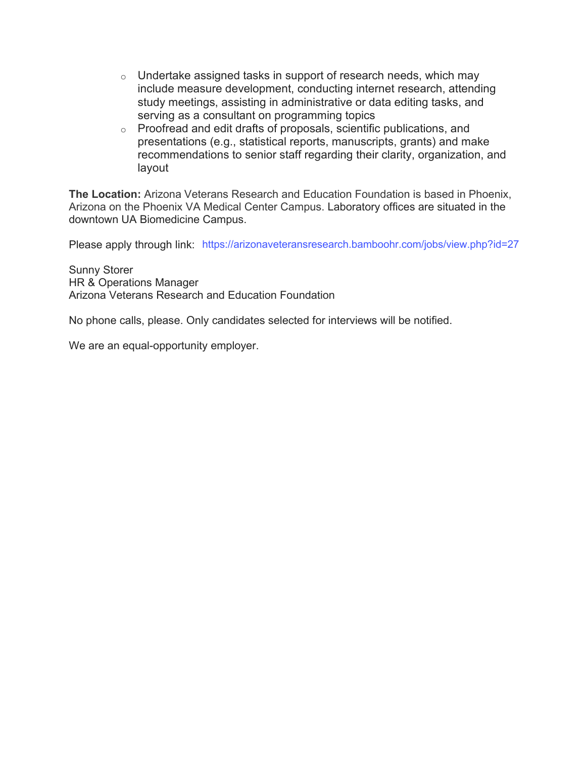- Undertake assigned tasks in support of research needs, which may include measure development, conducting internet research, attending study meetings, assisting in administrative or data editing tasks, and serving as a consultant on programming topics
- Proofread and edit drafts of proposals, scientific publications, and presentations (e.g., statistical reports, manuscripts, grants) and make recommendations to senior staff regarding their clarity, organization, and layout

**The Location:** Arizona Veterans Research and Education Foundation is based in Phoenix, Arizona on the Phoenix VA Medical Center Campus. Laboratory offices are situated in the downtown UA Biomedicine Campus.

Please apply through link: https://arizonaveteransresearch.bamboohr.com/jobs/view.php?id=27

Sunny Storer
HR & Operations Manager
Arizona Veterans Research and Education Foundation

No phone calls, please. Only candidates selected for interviews will be notified.

We are an equal-opportunity employer.